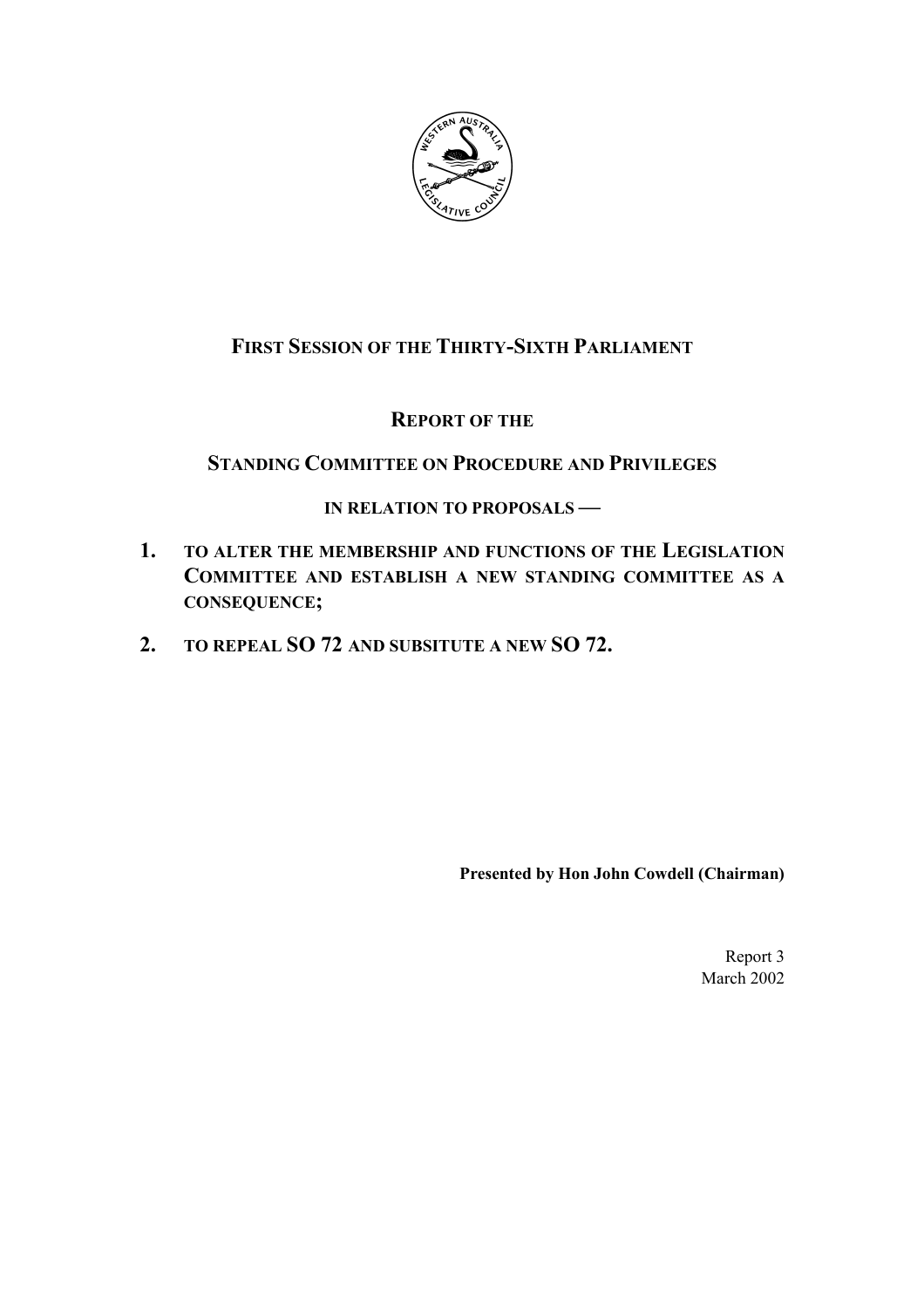**FIRST SESSION OF THE THIRTY-SIXTH PARLIAMENT**

**REPORT OF THE**

**STANDING COMMITTEE ON PROCEDURE AND PRIVILEGES**

**IN RELATION TO PROPOSALS —**

1. **TO ALTER THE MEMBERSHIP AND FUNCTIONS OF THE LEGISLATION COMMITTEE AND ESTABLISH A NEW STANDING COMMITTEE AS A CONSEQUENCE;**
2. **TO REPEAL SO 72 AND SUBSITUTE A NEW SO 72.**

**Presented by Hon John Cowdell (Chairman)**

Report 3
March 2002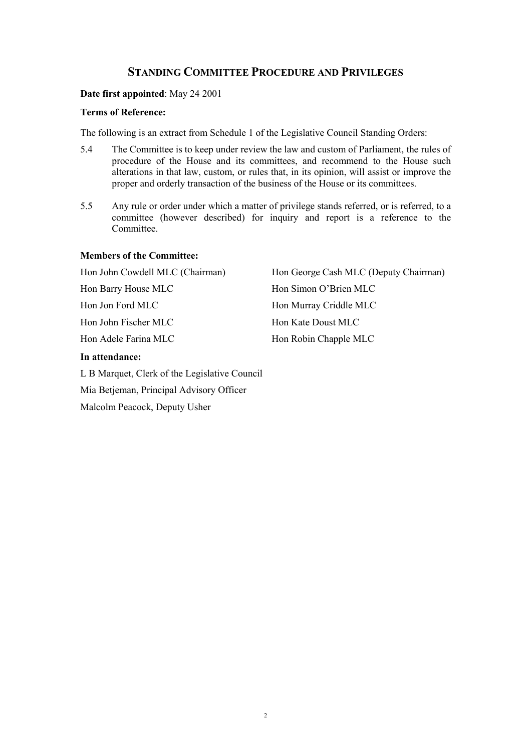# Standing Committee Procedure and Privileges

**Date first appointed**: May 24 2001

**Terms of Reference:**

The following is an extract from Schedule 1 of the Legislative Council Standing Orders:

5.4 The Committee is to keep under review the law and custom of Parliament, the rules of procedure of the House and its committees, and recommend to the House such alterations in that law, custom, or rules that, in its opinion, will assist or improve the proper and orderly transaction of the business of the House or its committees.

5.5 Any rule or order under which a matter of privilege stands referred, or is referred, to a committee (however described) for inquiry and report is a reference to the Committee.

**Members of the Committee:**

Hon John Cowdell MLC (Chairman)

Hon George Cash MLC (Deputy Chairman)

Hon Barry House MLC

Hon Simon O'Brien MLC

Hon Jon Ford MLC

Hon Murray Criddle MLC

Hon John Fischer MLC

Hon Kate Doust MLC

Hon Adele Farina MLC

Hon Robin Chapple MLC

**In attendance:**

L B Marquet, Clerk of the Legislative Council

Mia Betjeman, Principal Advisory Officer

Malcolm Peacock, Deputy Usher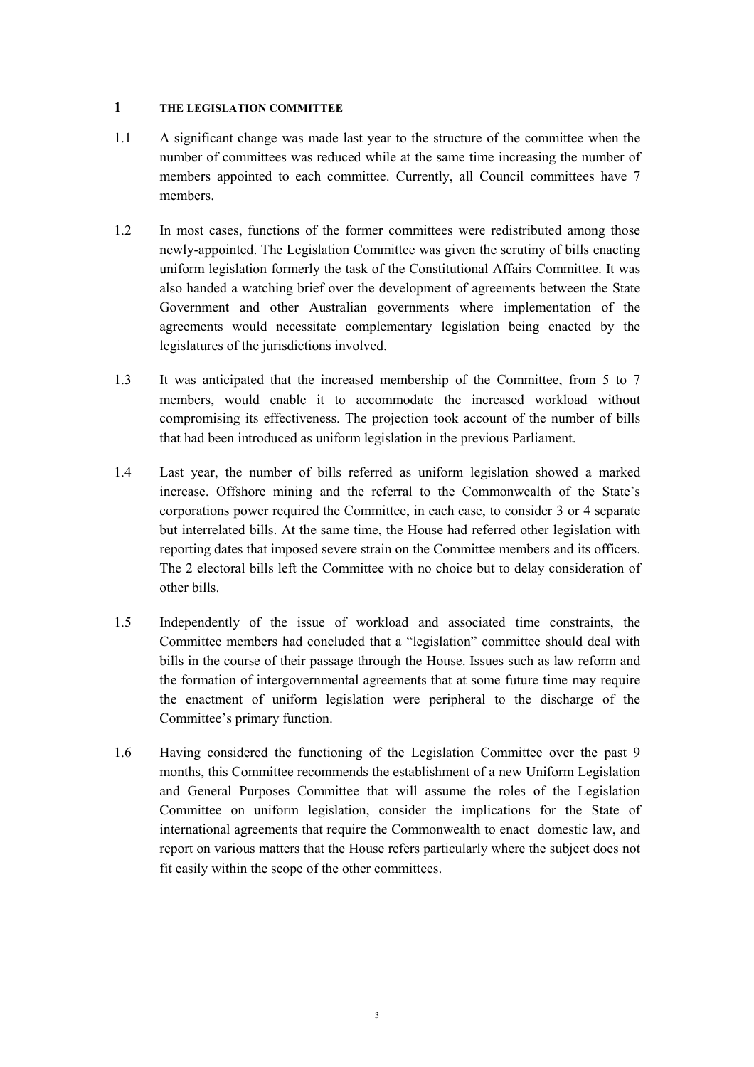# 1 THE LEGISLATION COMMITTEE

1.1 A significant change was made last year to the structure of the committee when the number of committees was reduced while at the same time increasing the number of members appointed to each committee. Currently, all Council committees have 7 members.

1.2 In most cases, functions of the former committees were redistributed among those newly-appointed. The Legislation Committee was given the scrutiny of bills enacting uniform legislation formerly the task of the Constitutional Affairs Committee. It was also handed a watching brief over the development of agreements between the State Government and other Australian governments where implementation of the agreements would necessitate complementary legislation being enacted by the legislatures of the jurisdictions involved.

1.3 It was anticipated that the increased membership of the Committee, from 5 to 7 members, would enable it to accommodate the increased workload without compromising its effectiveness. The projection took account of the number of bills that had been introduced as uniform legislation in the previous Parliament.

1.4 Last year, the number of bills referred as uniform legislation showed a marked increase. Offshore mining and the referral to the Commonwealth of the State's corporations power required the Committee, in each case, to consider 3 or 4 separate but interrelated bills. At the same time, the House had referred other legislation with reporting dates that imposed severe strain on the Committee members and its officers. The 2 electoral bills left the Committee with no choice but to delay consideration of other bills.

1.5 Independently of the issue of workload and associated time constraints, the Committee members had concluded that a "legislation" committee should deal with bills in the course of their passage through the House. Issues such as law reform and the formation of intergovernmental agreements that at some future time may require the enactment of uniform legislation were peripheral to the discharge of the Committee's primary function.

1.6 Having considered the functioning of the Legislation Committee over the past 9 months, this Committee recommends the establishment of a new Uniform Legislation and General Purposes Committee that will assume the roles of the Legislation Committee on uniform legislation, consider the implications for the State of international agreements that require the Commonwealth to enact domestic law, and report on various matters that the House refers particularly where the subject does not fit easily within the scope of the other committees.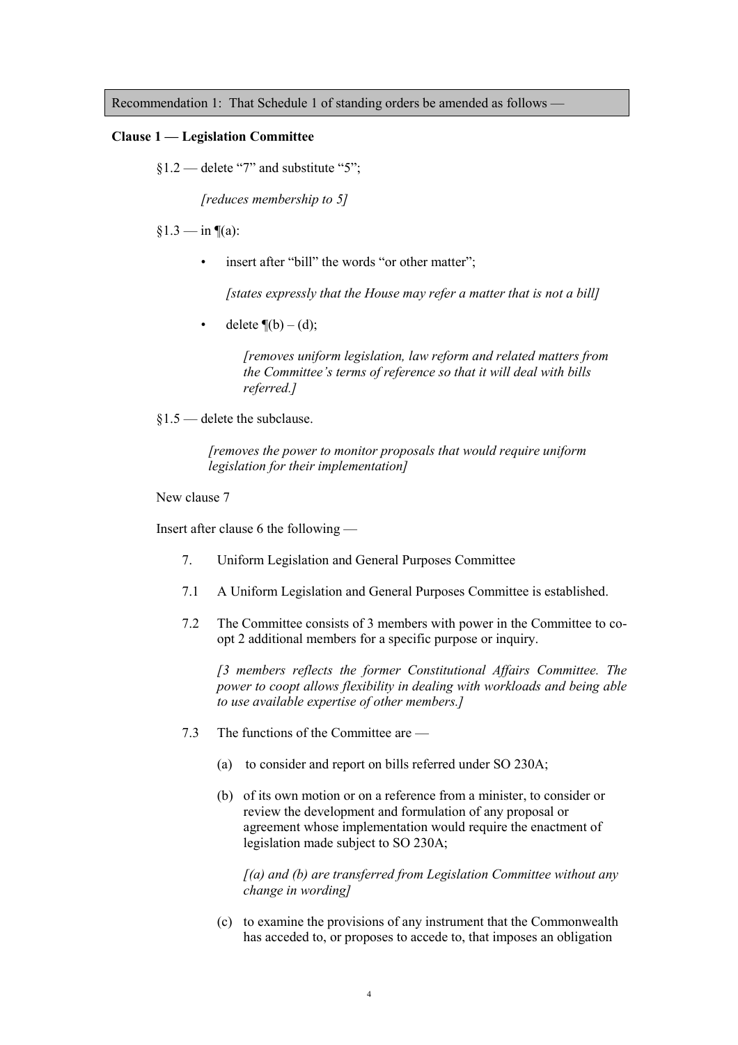Recommendation 1: That Schedule 1 of standing orders be amended as follows —

**Clause 1 — Legislation Committee**

§1.2 — delete "7" and substitute "5";

*[reduces membership to 5]*

§1.3 — in ¶(a):

- insert after "bill" the words "or other matter";

  *[states expressly that the House may refer a matter that is not a bill]*

- delete ¶(b) – (d);

  *[removes uniform legislation, law reform and related matters from the Committee's terms of reference so that it will deal with bills referred.]*

§1.5 — delete the subclause.

*[removes the power to monitor proposals that would require uniform legislation for their implementation]*

New clause 7

Insert after clause 6 the following —

7. Uniform Legislation and General Purposes Committee

7.1 A Uniform Legislation and General Purposes Committee is established.

7.2 The Committee consists of 3 members with power in the Committee to co-opt 2 additional members for a specific purpose or inquiry.

*[3 members reflects the former Constitutional Affairs Committee. The power to coopt allows flexibility in dealing with workloads and being able to use available expertise of other members.]*

7.3 The functions of the Committee are —

(a) to consider and report on bills referred under SO 230A;

(b) of its own motion or on a reference from a minister, to consider or review the development and formulation of any proposal or agreement whose implementation would require the enactment of legislation made subject to SO 230A;

*[(a) and (b) are transferred from Legislation Committee without any change in wording]*

(c) to examine the provisions of any instrument that the Commonwealth has acceded to, or proposes to accede to, that imposes an obligation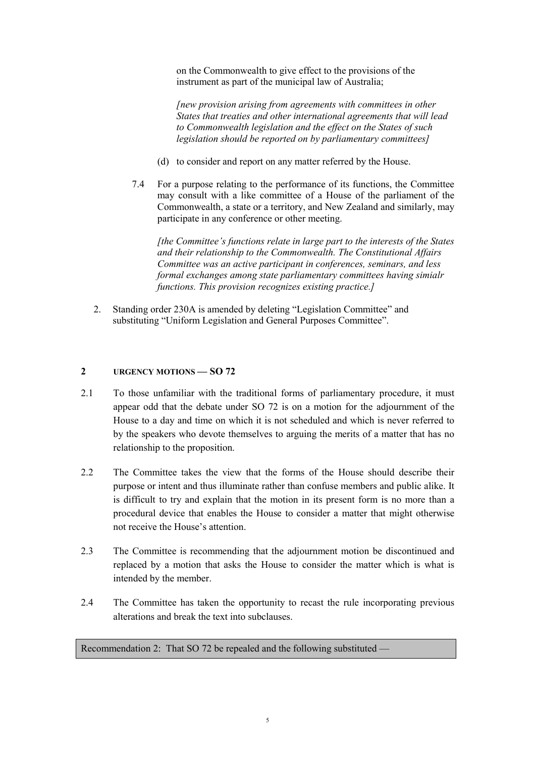on the Commonwealth to give effect to the provisions of the instrument as part of the municipal law of Australia;

*[new provision arising from agreements with committees in other States that treaties and other international agreements that will lead to Commonwealth legislation and the effect on the States of such legislation should be reported on by parliamentary committees]*

(d) to consider and report on any matter referred by the House.

7.4 For a purpose relating to the performance of its functions, the Committee may consult with a like committee of a House of the parliament of the Commonwealth, a state or a territory, and New Zealand and similarly, may participate in any conference or other meeting.

*[the Committee's functions relate in large part to the interests of the States and their relationship to the Commonwealth. The Constitutional Affairs Committee was an active participant in conferences, seminars, and less formal exchanges among state parliamentary committees having simialr functions. This provision recognizes existing practice.]*

2. Standing order 230A is amended by deleting "Legislation Committee" and substituting "Uniform Legislation and General Purposes Committee".

## 2 URGENCY MOTIONS — SO 72

2.1 To those unfamiliar with the traditional forms of parliamentary procedure, it must appear odd that the debate under SO 72 is on a motion for the adjournment of the House to a day and time on which it is not scheduled and which is never referred to by the speakers who devote themselves to arguing the merits of a matter that has no relationship to the proposition.

2.2 The Committee takes the view that the forms of the House should describe their purpose or intent and thus illuminate rather than confuse members and public alike. It is difficult to try and explain that the motion in its present form is no more than a procedural device that enables the House to consider a matter that might otherwise not receive the House's attention.

2.3 The Committee is recommending that the adjournment motion be discontinued and replaced by a motion that asks the House to consider the matter which is what is intended by the member.

2.4 The Committee has taken the opportunity to recast the rule incorporating previous alterations and break the text into subclauses.

Recommendation 2: That SO 72 be repealed and the following substituted —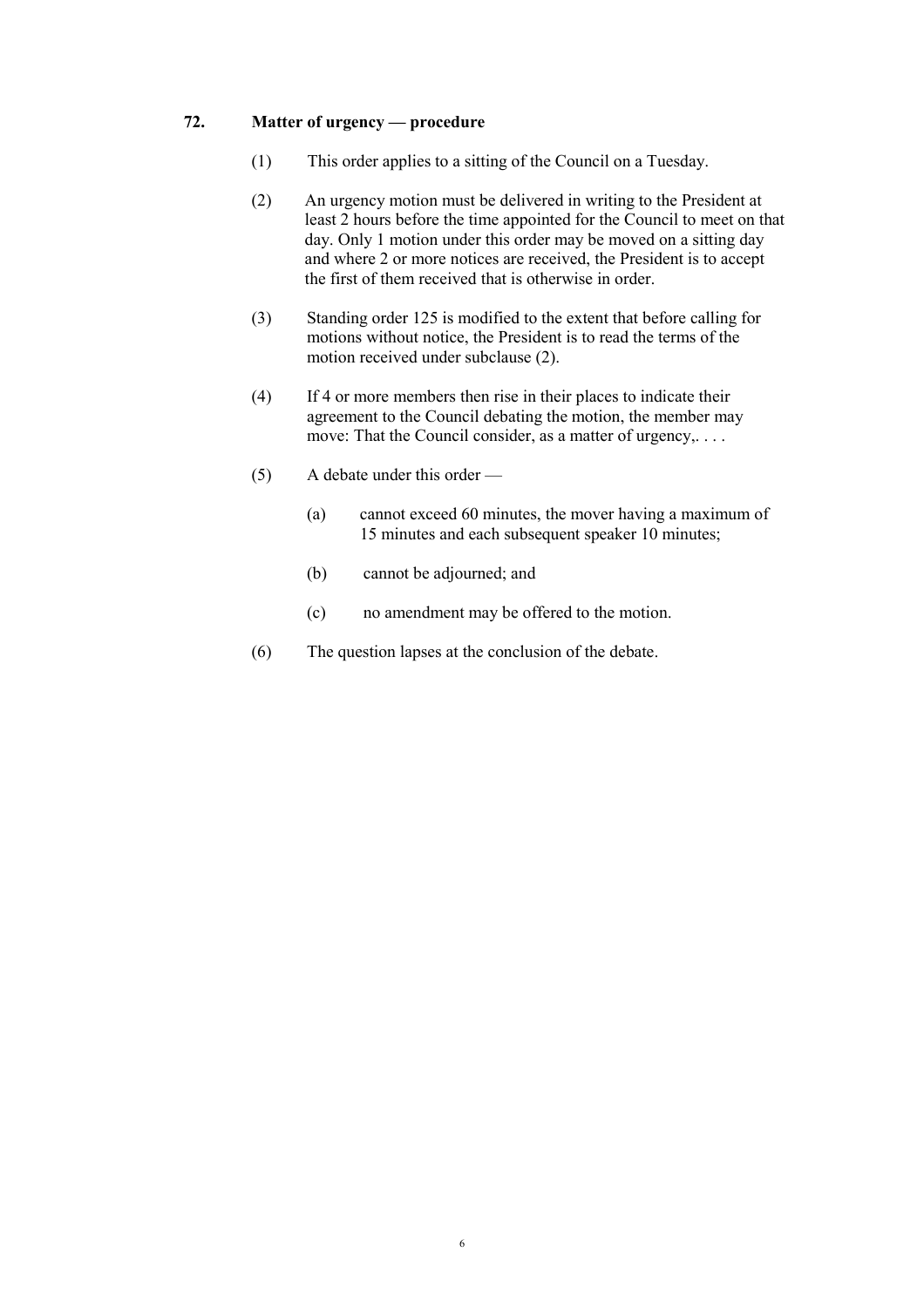## 72. Matter of urgency — procedure

(1) This order applies to a sitting of the Council on a Tuesday.

(2) An urgency motion must be delivered in writing to the President at least 2 hours before the time appointed for the Council to meet on that day. Only 1 motion under this order may be moved on a sitting day and where 2 or more notices are received, the President is to accept the first of them received that is otherwise in order.

(3) Standing order 125 is modified to the extent that before calling for motions without notice, the President is to read the terms of the motion received under subclause (2).

(4) If 4 or more members then rise in their places to indicate their agreement to the Council debating the motion, the member may move: That the Council consider, as a matter of urgency,. . . .

(5) A debate under this order —

(a) cannot exceed 60 minutes, the mover having a maximum of 15 minutes and each subsequent speaker 10 minutes;

(b) cannot be adjourned; and

(c) no amendment may be offered to the motion.

(6) The question lapses at the conclusion of the debate.